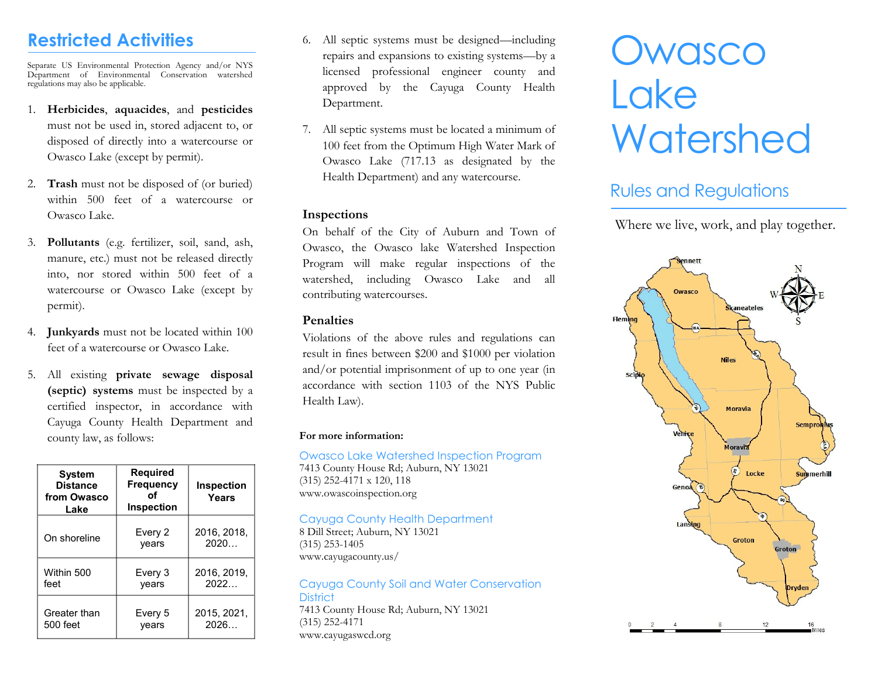## Restricted Activities

Separate US Environmental Protection Agency and/or NYS Department of Environmental Conservation watershed regulations may also be applicable.

1. **Herbicides**, **aquacides**, and **pesticides** must not be used in, stored adjacent to, or disposed of directly into a watercourse or Owasco Lake (except by permit).

2. **Trash** must not be disposed of (or buried) within 500 feet of a watercourse or Owasco Lake.

3. **Pollutants** (e.g. fertilizer, soil, sand, ash, manure, etc.) must not be released directly into, nor stored within 500 feet of a watercourse or Owasco Lake (except by permit).

4. **Junkyards** must not be located within 100 feet of a watercourse or Owasco Lake.

5. All existing **private sewage disposal (septic) systems** must be inspected by a certified inspector, in accordance with Cayuga County Health Department and county law, as follows:

| System Distance from Owasco Lake | Required Frequency of Inspection | Inspection Years |
|---|---|---|
| On shoreline | Every 2 years | 2016, 2018, 2020… |
| Within 500 feet | Every 3 years | 2016, 2019, 2022… |
| Greater than 500 feet | Every 5 years | 2015, 2021, 2026… |

6. All septic systems must be designed—including repairs and expansions to existing systems—by a licensed professional engineer county and approved by the Cayuga County Health Department.

7. All septic systems must be located a minimum of 100 feet from the Optimum High Water Mark of Owasco Lake (717.13 as designated by the Health Department) and any watercourse.

### Inspections

On behalf of the City of Auburn and Town of Owasco, the Owasco lake Watershed Inspection Program will make regular inspections of the watershed, including Owasco Lake and all contributing watercourses.

### Penalties

Violations of the above rules and regulations can result in fines between $200 and $1000 per violation and/or potential imprisonment of up to one year (in accordance with section 1103 of the NYS Public Health Law).

**For more information:**

Owasco Lake Watershed Inspection Program
7413 County House Rd; Auburn, NY 13021
(315) 252-4171 x 120, 118
www.owascoinspection.org

Cayuga County Health Department
8 Dill Street; Auburn, NY 13021
(315) 253-1405
www.cayugacounty.us/

Cayuga County Soil and Water Conservation District
7413 County House Rd; Auburn, NY 13021
(315) 252-4171
www.cayugaswcd.org

# Owasco Lake Watershed

## Rules and Regulations

Where we live, work, and play together.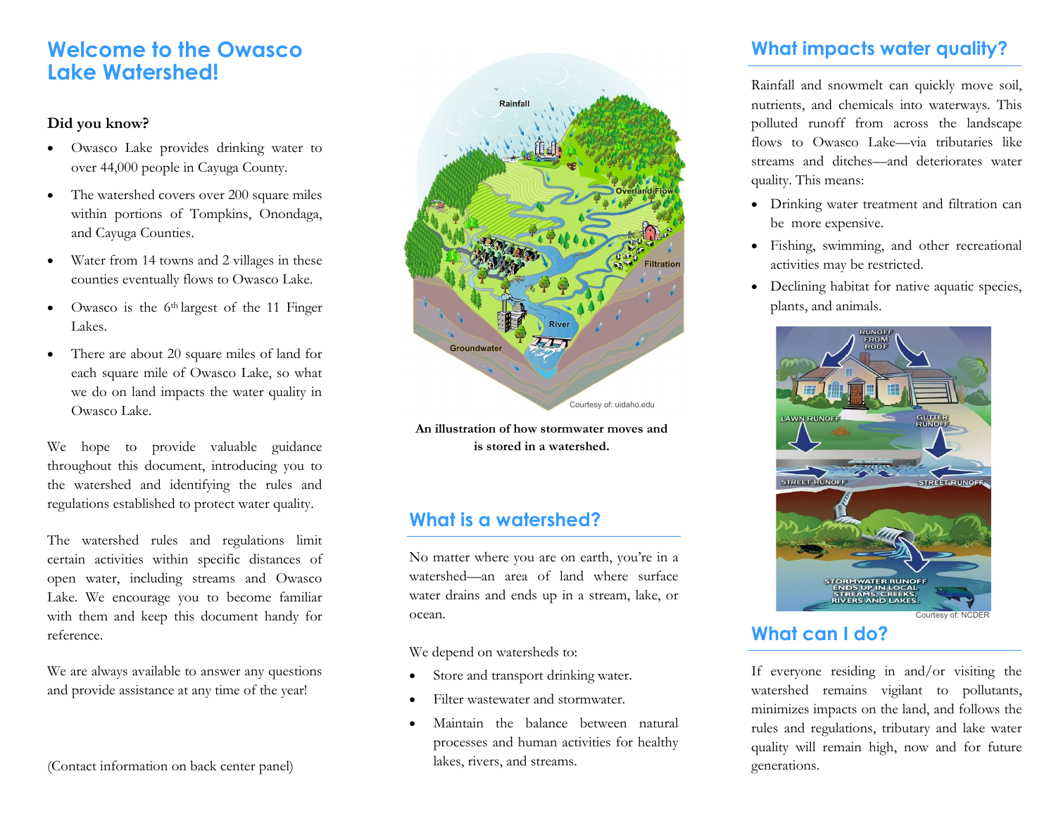# Welcome to the Owasco Lake Watershed!

**Did you know?**

- Owasco Lake provides drinking water to over 44,000 people in Cayuga County.
- The watershed covers over 200 square miles within portions of Tompkins, Onondaga, and Cayuga Counties.
- Water from 14 towns and 2 villages in these counties eventually flows to Owasco Lake.
- Owasco is the 6th largest of the 11 Finger Lakes.
- There are about 20 square miles of land for each square mile of Owasco Lake, so what we do on land impacts the water quality in Owasco Lake.

We hope to provide valuable guidance throughout this document, introducing you to the watershed and identifying the rules and regulations established to protect water quality.

The watershed rules and regulations limit certain activities within specific distances of open water, including streams and Owasco Lake. We encourage you to become familiar with them and keep this document handy for reference.

We are always available to answer any questions and provide assistance at any time of the year!

(Contact information on back center panel)

Rainfall

Overland Flow

Filtration

River

Groundwater

Courtesy of: uidaho.edu

**An illustration of how stormwater moves and is stored in a watershed.**

## What is a watershed?

No matter where you are on earth, you're in a watershed—an area of land where surface water drains and ends up in a stream, lake, or ocean.

We depend on watersheds to:

- Store and transport drinking water.
- Filter wastewater and stormwater.
- Maintain the balance between natural processes and human activities for healthy lakes, rivers, and streams.

## What impacts water quality?

Rainfall and snowmelt can quickly move soil, nutrients, and chemicals into waterways. This polluted runoff from across the landscape flows to Owasco Lake—via tributaries like streams and ditches—and deteriorates water quality. This means:

- Drinking water treatment and filtration can be more expensive.
- Fishing, swimming, and other recreational activities may be restricted.
- Declining habitat for native aquatic species, plants, and animals.

RUNOFF FROM ROOF

LAWN RUNOFF

GUTTER RUNOFF

STREET RUNOFF

STREET RUNOFF

STORMWATER RUNOFF ENDS UP IN LOCAL STREAMS, CREEKS, RIVERS AND LAKES.

Courtesy of: NCDER

## What can I do?

If everyone residing in and/or visiting the watershed remains vigilant to pollutants, minimizes impacts on the land, and follows the rules and regulations, tributary and lake water quality will remain high, now and for future generations.